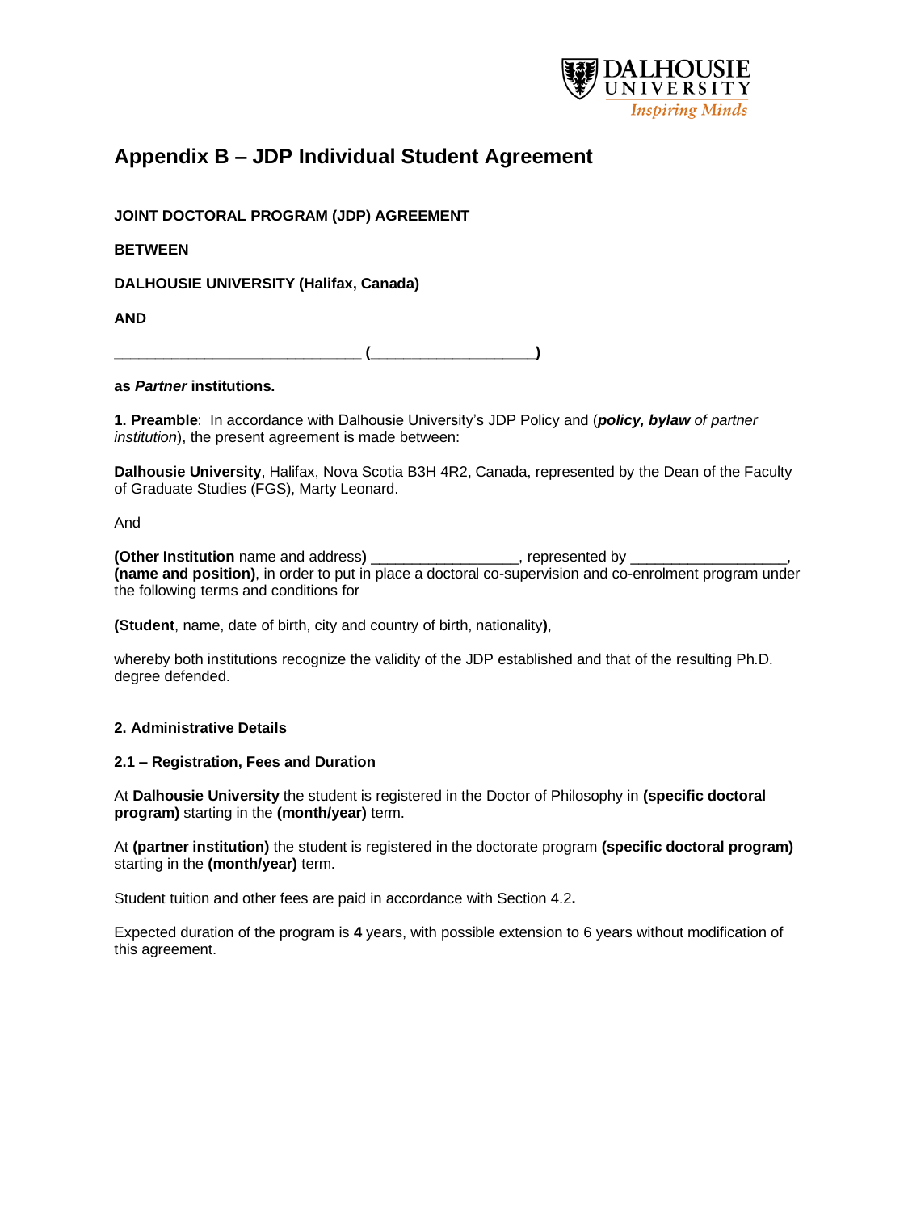# Appendix B – JDP Individual Student Agreement

**JOINT DOCTORAL PROGRAM (JDP) AGREEMENT**

**BETWEEN**

**DALHOUSIE UNIVERSITY (Halifax, Canada)**

**AND**

**___________________________ (__________________)**

**as *Partner* institutions.**

**1. Preamble**: In accordance with Dalhousie University's JDP Policy and (***policy, bylaw** of partner institution*), the present agreement is made between:

**Dalhousie University**, Halifax, Nova Scotia B3H 4R2, Canada, represented by the Dean of the Faculty of Graduate Studies (FGS), Marty Leonard.

And

**(Other Institution** name and address**)** _________________, represented by __________________, **(name and position)**, in order to put in place a doctoral co-supervision and co-enrolment program under the following terms and conditions for

**(Student**, name, date of birth, city and country of birth, nationality**)**,

whereby both institutions recognize the validity of the JDP established and that of the resulting Ph.D. degree defended.

## 2. Administrative Details

### 2.1 – Registration, Fees and Duration

At **Dalhousie University** the student is registered in the Doctor of Philosophy in **(specific doctoral program)** starting in the **(month/year)** term.

At **(partner institution)** the student is registered in the doctorate program **(specific doctoral program)** starting in the **(month/year)** term.

Student tuition and other fees are paid in accordance with Section 4.2**.**

Expected duration of the program is **4** years, with possible extension to 6 years without modification of this agreement.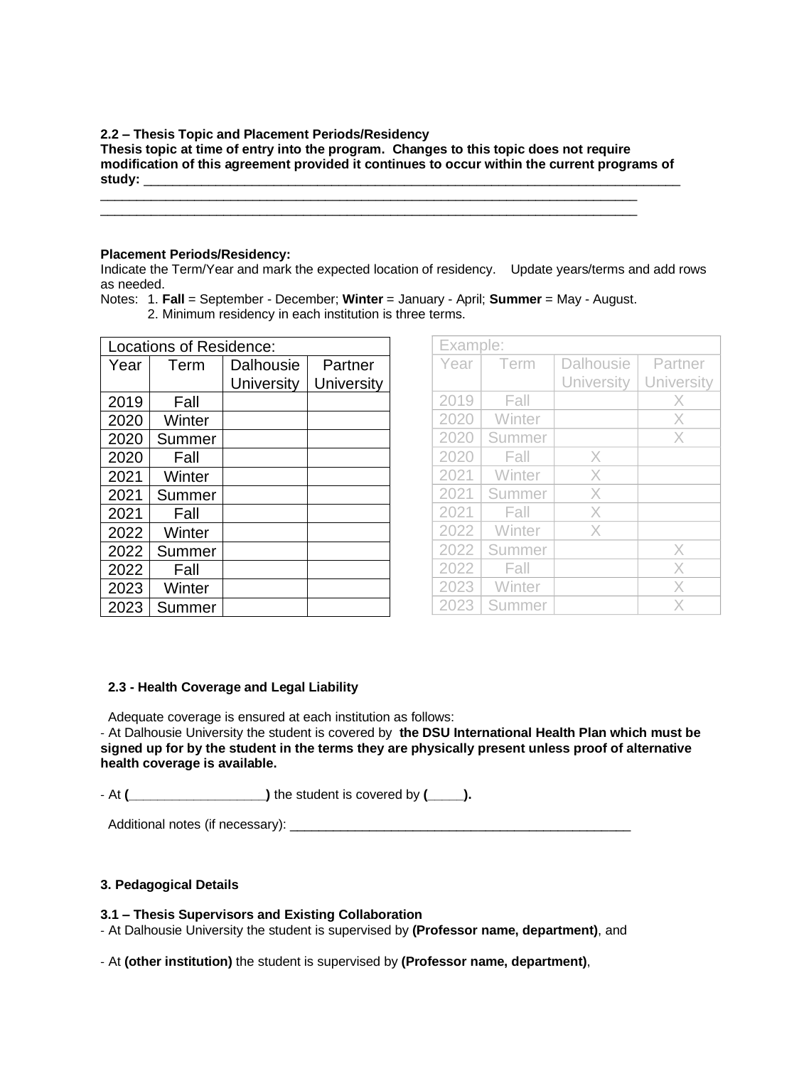**2.2 – Thesis Topic and Placement Periods/Residency**

**Thesis topic at time of entry into the program. Changes to this topic does not require modification of this agreement provided it continues to occur within the current programs of study:** ___________________________________________________________________________

___________________________________________________________________________

___________________________________________________________________________

**Placement Periods/Residency:**

Indicate the Term/Year and mark the expected location of residency. Update years/terms and add rows as needed.

Notes: 1. **Fall** = September - December; **Winter** = January - April; **Summer** = May - August.

2. Minimum residency in each institution is three terms.

| Locations of Residence: | | | |
|---|---|---|---|
| Year | Term | Dalhousie University | Partner University |
| 2019 | Fall | | |
| 2020 | Winter | | |
| 2020 | Summer | | |
| 2020 | Fall | | |
| 2021 | Winter | | |
| 2021 | Summer | | |
| 2021 | Fall | | |
| 2022 | Winter | | |
| 2022 | Summer | | |
| 2022 | Fall | | |
| 2023 | Winter | | |
| 2023 | Summer | | |

| Example: | | | |
|---|---|---|---|
| Year | Term | Dalhousie University | Partner University |
| 2019 | Fall | | X |
| 2020 | Winter | | X |
| 2020 | Summer | | X |
| 2020 | Fall | X | |
| 2021 | Winter | X | |
| 2021 | Summer | X | |
| 2021 | Fall | X | |
| 2022 | Winter | X | |
| 2022 | Summer | | X |
| 2022 | Fall | | X |
| 2023 | Winter | | X |
| 2023 | Summer | | X |

**2.3 - Health Coverage and Legal Liability**

Adequate coverage is ensured at each institution as follows:

- At Dalhousie University the student is covered by **the DSU International Health Plan which must be signed up for by the student in the terms they are physically present unless proof of alternative health coverage is available.**

- At **(___________________)** the student is covered by **(_____).**

Additional notes (if necessary): _________________________________________________

**3. Pedagogical Details**

**3.1 – Thesis Supervisors and Existing Collaboration**

- At Dalhousie University the student is supervised by **(Professor name, department)**, and

- At **(other institution)** the student is supervised by **(Professor name, department)**,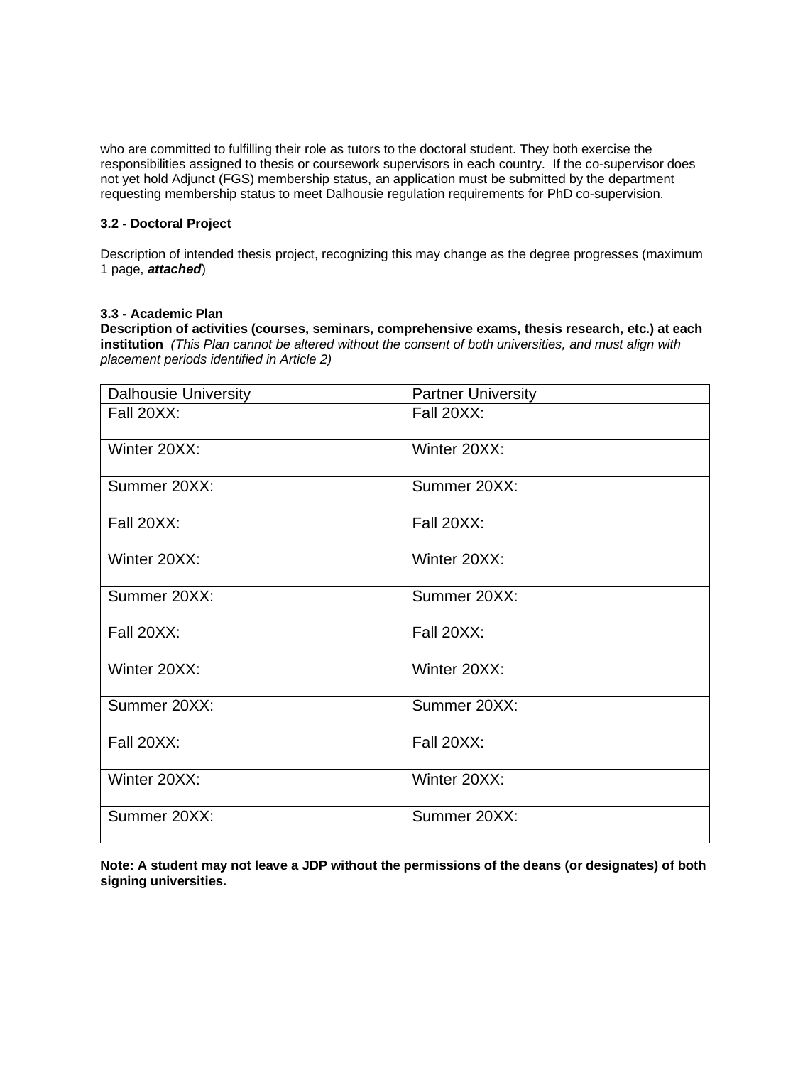who are committed to fulfilling their role as tutors to the doctoral student. They both exercise the responsibilities assigned to thesis or coursework supervisors in each country. If the co-supervisor does not yet hold Adjunct (FGS) membership status, an application must be submitted by the department requesting membership status to meet Dalhousie regulation requirements for PhD co-supervision.

**3.2 - Doctoral Project**

Description of intended thesis project, recognizing this may change as the degree progresses (maximum 1 page, ***attached***)

**3.3 - Academic Plan**

**Description of activities (courses, seminars, comprehensive exams, thesis research, etc.) at each institution** *(This Plan cannot be altered without the consent of both universities, and must align with placement periods identified in Article 2)*

| Dalhousie University | Partner University |
|---|---|
| Fall 20XX: | Fall 20XX: |
| Winter 20XX: | Winter 20XX: |
| Summer 20XX: | Summer 20XX: |
| Fall 20XX: | Fall 20XX: |
| Winter 20XX: | Winter 20XX: |
| Summer 20XX: | Summer 20XX: |
| Fall 20XX: | Fall 20XX: |
| Winter 20XX: | Winter 20XX: |
| Summer 20XX: | Summer 20XX: |
| Fall 20XX: | Fall 20XX: |
| Winter 20XX: | Winter 20XX: |
| Summer 20XX: | Summer 20XX: |

**Note: A student may not leave a JDP without the permissions of the deans (or designates) of both signing universities.**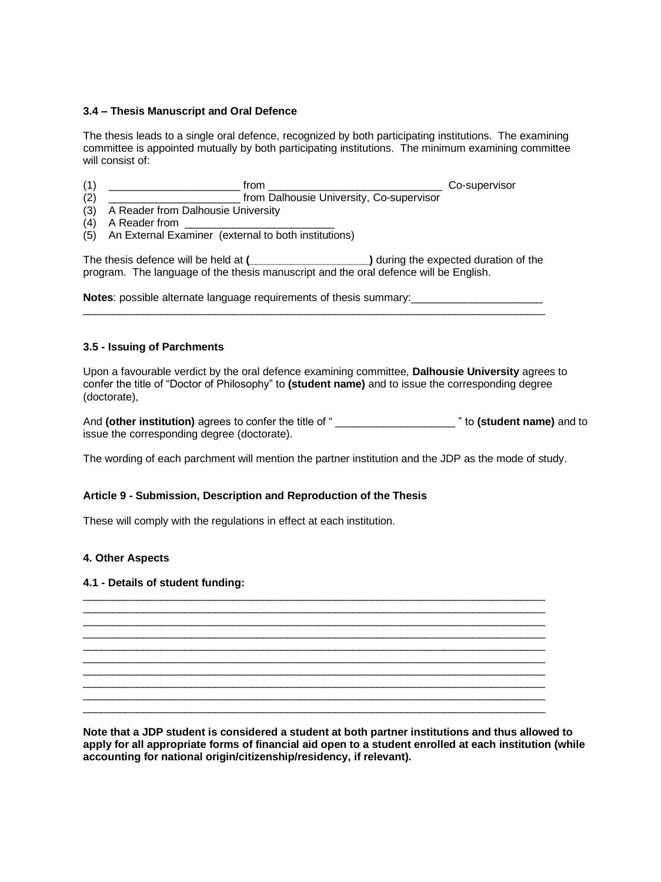**3.4 – Thesis Manuscript and Oral Defence**

The thesis leads to a single oral defence, recognized by both participating institutions. The examining committee is appointed mutually by both participating institutions. The minimum examining committee will consist of:

(1) _____________________ from ____________________________ Co-supervisor
(2) _____________________ from Dalhousie University, Co-supervisor
(3) A Reader from Dalhousie University
(4) A Reader from ________________________
(5) An External Examiner (external to both institutions)

The thesis defence will be held at **(__________________)** during the expected duration of the program. The language of the thesis manuscript and the oral defence will be English.

**Notes**: possible alternate language requirements of thesis summary:_____________________
_______________________________________________________________________________

**3.5 - Issuing of Parchments**

Upon a favourable verdict by the oral defence examining committee, **Dalhousie University** agrees to confer the title of "Doctor of Philosophy" to **(student name)** and to issue the corresponding degree (doctorate),

And **(other institution)** agrees to confer the title of " ___________________ " to **(student name)** and to issue the corresponding degree (doctorate).

The wording of each parchment will mention the partner institution and the JDP as the mode of study.

**Article 9 - Submission, Description and Reproduction of the Thesis**

These will comply with the regulations in effect at each institution.

**4. Other Aspects**

**4.1 - Details of student funding:**
_______________________________________________________________________________
_______________________________________________________________________________
_______________________________________________________________________________
_______________________________________________________________________________
_______________________________________________________________________________
_______________________________________________________________________________
_______________________________________________________________________________
_______________________________________________________________________________
_______________________________________________________________________________
_______________________________________________________________________________

**Note that a JDP student is considered a student at both partner institutions and thus allowed to apply for all appropriate forms of financial aid open to a student enrolled at each institution (while accounting for national origin/citizenship/residency, if relevant).**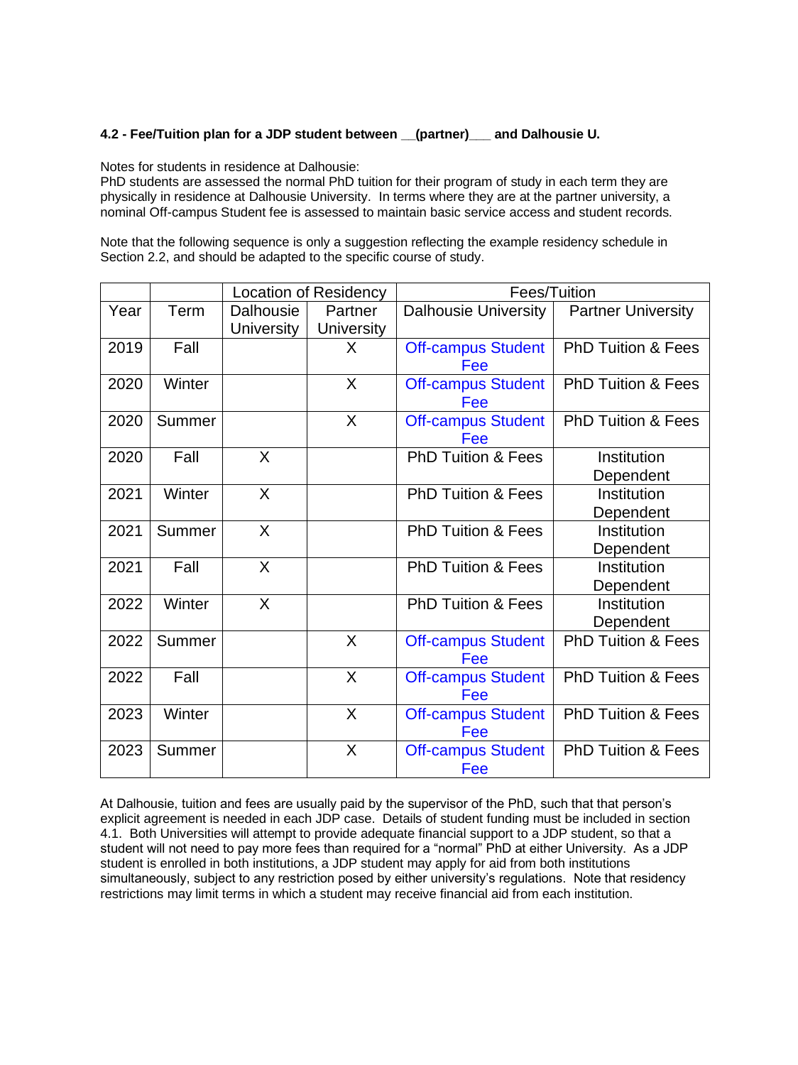**4.2 - Fee/Tuition plan for a JDP student between __(partner)___ and Dalhousie U.**

Notes for students in residence at Dalhousie:
PhD students are assessed the normal PhD tuition for their program of study in each term they are physically in residence at Dalhousie University. In terms where they are at the partner university, a nominal Off-campus Student fee is assessed to maintain basic service access and student records.

Note that the following sequence is only a suggestion reflecting the example residency schedule in Section 2.2, and should be adapted to the specific course of study.

| | | Location of Residency | | Fees/Tuition | |
|---|---|---|---|---|---|
| Year | Term | Dalhousie University | Partner University | Dalhousie University | Partner University |
| 2019 | Fall | | X | Off-campus Student Fee | PhD Tuition & Fees |
| 2020 | Winter | | X | Off-campus Student Fee | PhD Tuition & Fees |
| 2020 | Summer | | X | Off-campus Student Fee | PhD Tuition & Fees |
| 2020 | Fall | X | | PhD Tuition & Fees | Institution Dependent |
| 2021 | Winter | X | | PhD Tuition & Fees | Institution Dependent |
| 2021 | Summer | X | | PhD Tuition & Fees | Institution Dependent |
| 2021 | Fall | X | | PhD Tuition & Fees | Institution Dependent |
| 2022 | Winter | X | | PhD Tuition & Fees | Institution Dependent |
| 2022 | Summer | | X | Off-campus Student Fee | PhD Tuition & Fees |
| 2022 | Fall | | X | Off-campus Student Fee | PhD Tuition & Fees |
| 2023 | Winter | | X | Off-campus Student Fee | PhD Tuition & Fees |
| 2023 | Summer | | X | Off-campus Student Fee | PhD Tuition & Fees |

At Dalhousie, tuition and fees are usually paid by the supervisor of the PhD, such that that person's explicit agreement is needed in each JDP case. Details of student funding must be included in section 4.1. Both Universities will attempt to provide adequate financial support to a JDP student, so that a student will not need to pay more fees than required for a "normal" PhD at either University. As a JDP student is enrolled in both institutions, a JDP student may apply for aid from both institutions simultaneously, subject to any restriction posed by either university's regulations. Note that residency restrictions may limit terms in which a student may receive financial aid from each institution.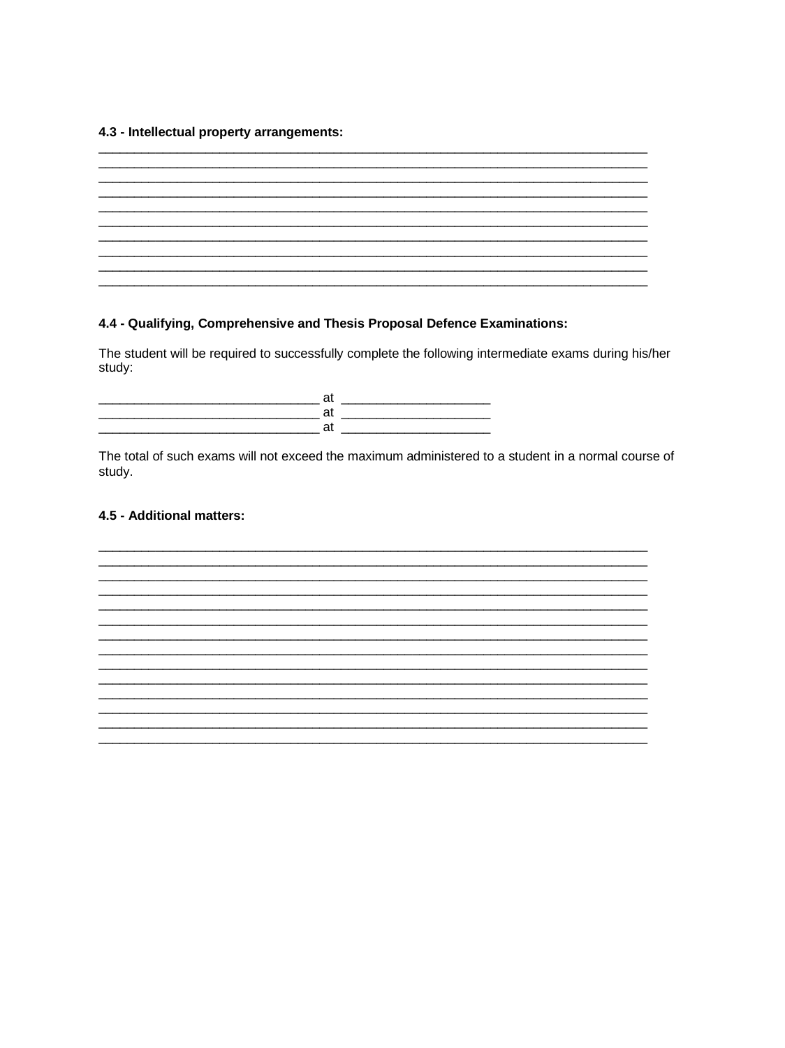**4.3 - Intellectual property arrangements:**

______________________________________________________________________________
______________________________________________________________________________
______________________________________________________________________________
______________________________________________________________________________
______________________________________________________________________________
______________________________________________________________________________
______________________________________________________________________________
______________________________________________________________________________
______________________________________________________________________________
______________________________________________________________________________

**4.4 - Qualifying, Comprehensive and Thesis Proposal Defence Examinations:**

The student will be required to successfully complete the following intermediate exams during his/her study:

______________________________ at ____________________
______________________________ at ____________________
______________________________ at ____________________

The total of such exams will not exceed the maximum administered to a student in a normal course of study.

**4.5 - Additional matters:**

______________________________________________________________________________
______________________________________________________________________________
______________________________________________________________________________
______________________________________________________________________________
______________________________________________________________________________
______________________________________________________________________________
______________________________________________________________________________
______________________________________________________________________________
______________________________________________________________________________
______________________________________________________________________________
______________________________________________________________________________
______________________________________________________________________________
______________________________________________________________________________
______________________________________________________________________________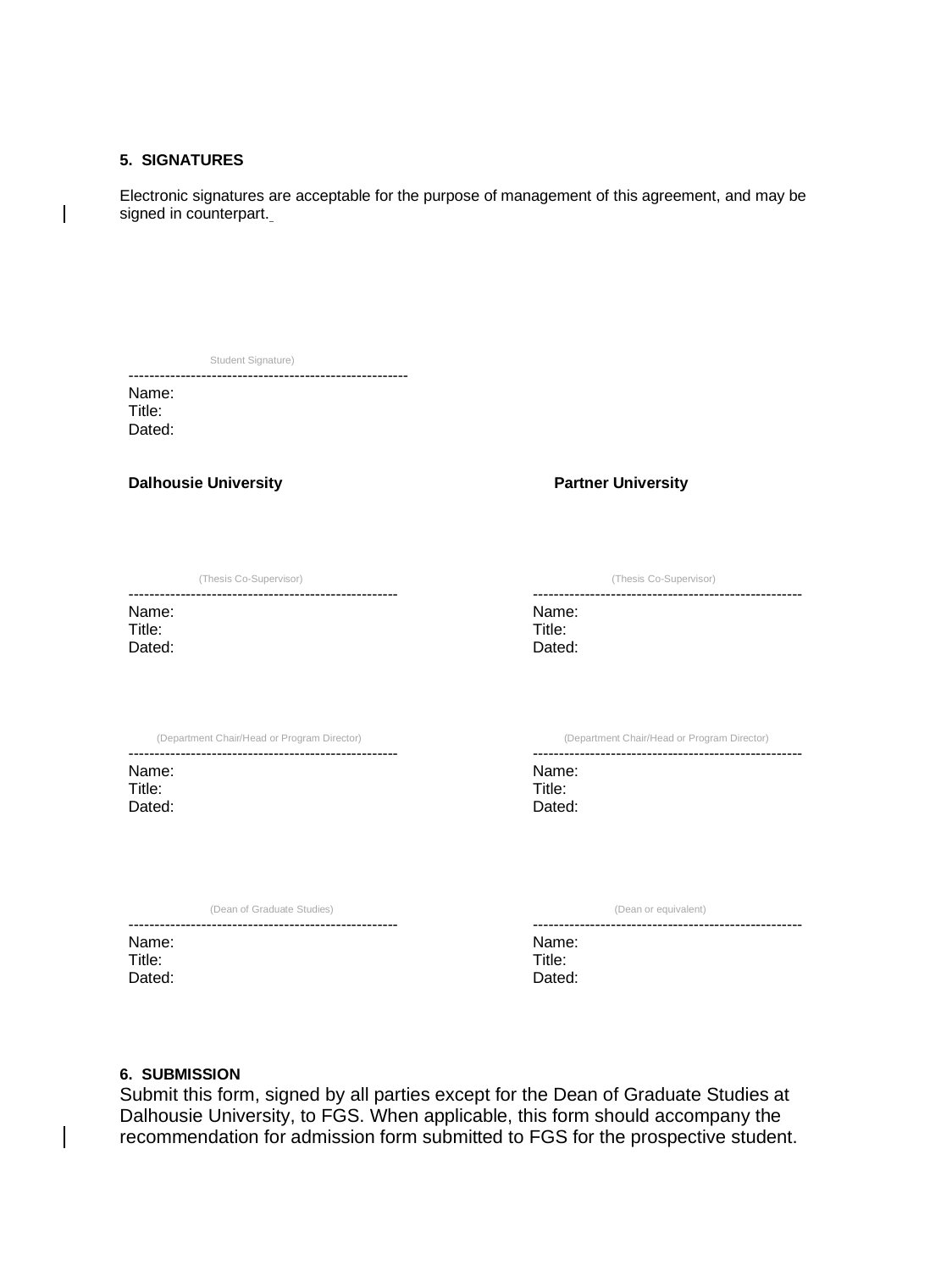**5. SIGNATURES**

Electronic signatures are acceptable for the purpose of management of this agreement, and may be signed in counterpart.

Student Signature)

-----------------------------------------------------

Name:
Title:
Dated:

**Dalhousie University**

(Thesis Co-Supervisor)

----------------------------------------------------

Name:
Title:
Dated:

(Department Chair/Head or Program Director)

----------------------------------------------------

Name:
Title:
Dated:

(Dean of Graduate Studies)

----------------------------------------------------

Name:
Title:
Dated:

**Partner University**

(Thesis Co-Supervisor)

----------------------------------------------------

Name:
Title:
Dated:

(Department Chair/Head or Program Director)

----------------------------------------------------

Name:
Title:
Dated:

(Dean or equivalent)

----------------------------------------------------

Name:
Title:
Dated:

**6. SUBMISSION**

Submit this form, signed by all parties except for the Dean of Graduate Studies at Dalhousie University, to FGS. When applicable, this form should accompany the recommendation for admission form submitted to FGS for the prospective student.